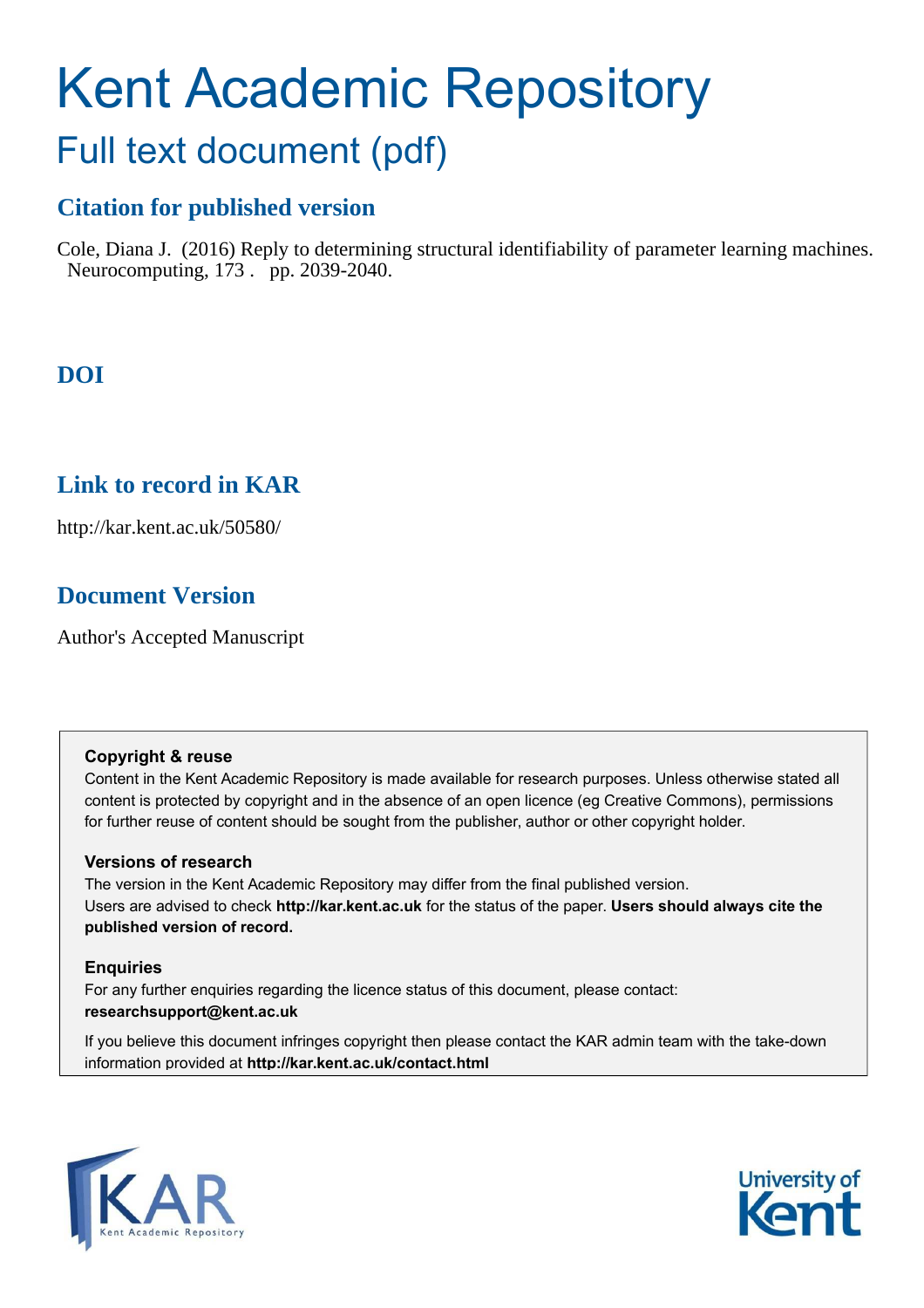# Kent Academic Repository

## Full text document (pdf)

### Citation for published version

Cole, Diana J. (2016) Reply to determining structural identifiability of parameter learning machines. Neurocomputing, 173 . pp. 2039-2040.

### DOI

### Link to record in KAR

http://kar.kent.ac.uk/50580/

### Document Version

Author's Accepted Manuscript

**Copyright & reuse**

Content in the Kent Academic Repository is made available for research purposes. Unless otherwise stated all content is protected by copyright and in the absence of an open licence (eg Creative Commons), permissions for further reuse of content should be sought from the publisher, author or other copyright holder.

**Versions of research**

The version in the Kent Academic Repository may differ from the final published version. Users are advised to check **http://kar.kent.ac.uk** for the status of the paper. **Users should always cite the published version of record.**

**Enquiries**

For any further enquiries regarding the licence status of this document, please contact: **researchsupport@kent.ac.uk**

If you believe this document infringes copyright then please contact the KAR admin team with the take-down information provided at **http://kar.kent.ac.uk/contact.html**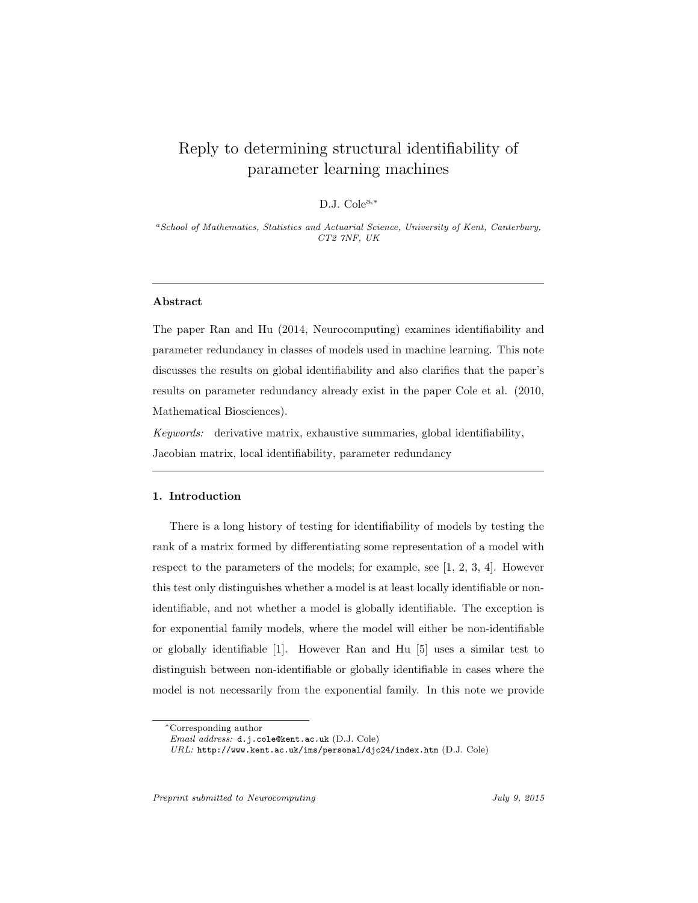# Reply to determining structural identifiability of parameter learning machines

D.J. Cole[a,*]

[a]*School of Mathematics, Statistics and Actuarial Science, University of Kent, Canterbury, CT2 7NF, UK*

---

## Abstract

The paper Ran and Hu (2014, Neurocomputing) examines identifiability and parameter redundancy in classes of models used in machine learning. This note discusses the results on global identifiability and also clarifies that the paper's results on parameter redundancy already exist in the paper Cole et al. (2010, Mathematical Biosciences).

*Keywords:* derivative matrix, exhaustive summaries, global identifiability, Jacobian matrix, local identifiability, parameter redundancy

---

### 1. Introduction

There is a long history of testing for identifiability of models by testing the rank of a matrix formed by differentiating some representation of a model with respect to the parameters of the models; for example, see [1, 2, 3, 4]. However this test only distinguishes whether a model is at least locally identifiable or non-identifiable, and not whether a model is globally identifiable. The exception is for exponential family models, where the model will either be non-identifiable or globally identifiable [1]. However Ran and Hu [5] uses a similar test to distinguish between non-identifiable or globally identifiable in cases where the model is not necessarily from the exponential family. In this note we provide

*Corresponding author
*Email address:* d.j.cole@kent.ac.uk (D.J. Cole)
*URL:* http://www.kent.ac.uk/ims/personal/djc24/index.htm (D.J. Cole)

*Preprint submitted to Neurocomputing* *July 9, 2015*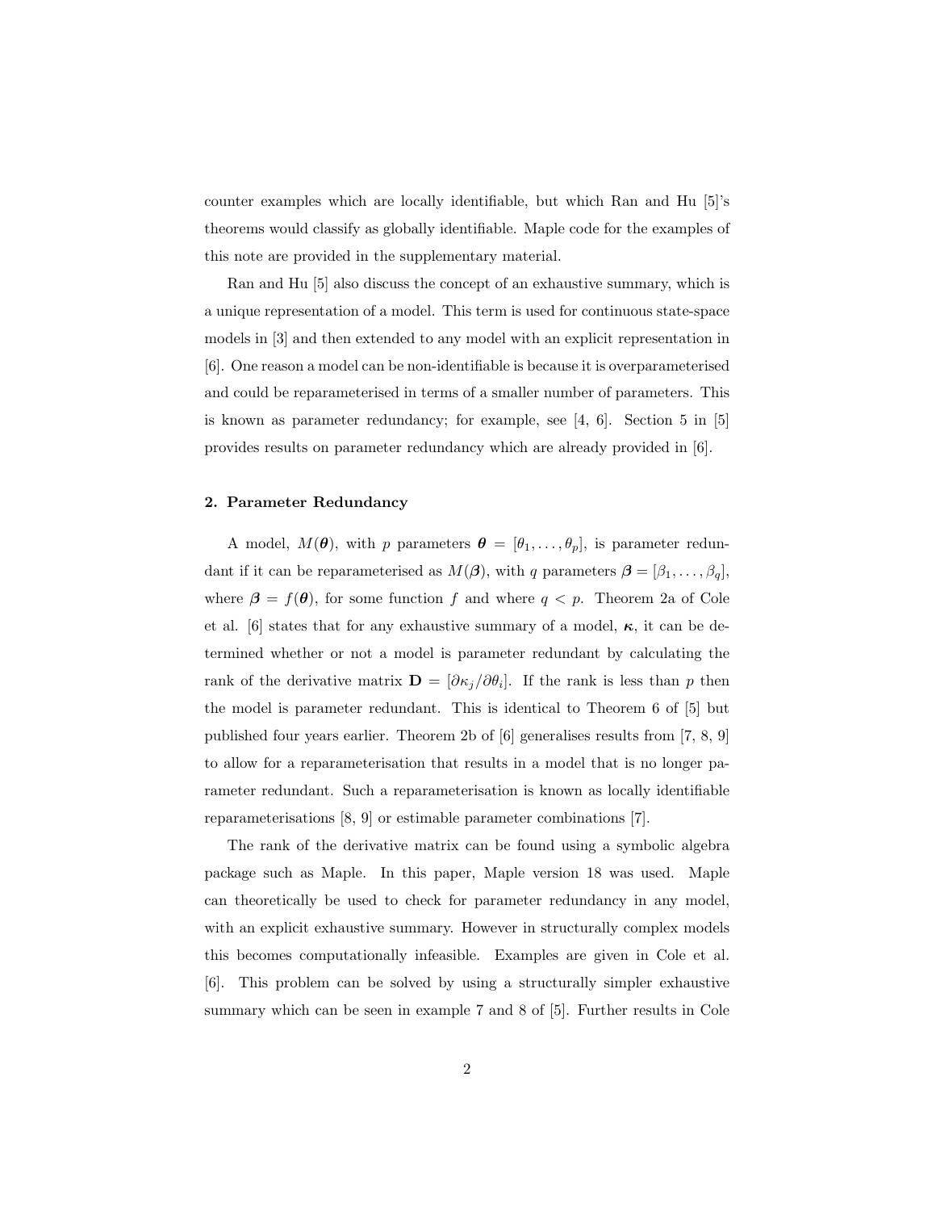counter examples which are locally identifiable, but which Ran and Hu [5]'s theorems would classify as globally identifiable. Maple code for the examples of this note are provided in the supplementary material.

Ran and Hu [5] also discuss the concept of an exhaustive summary, which is a unique representation of a model. This term is used for continuous state-space models in [3] and then extended to any model with an explicit representation in [6]. One reason a model can be non-identifiable is because it is overparameterised and could be reparameterised in terms of a smaller number of parameters. This is known as parameter redundancy; for example, see [4, 6]. Section 5 in [5] provides results on parameter redundancy which are already provided in [6].

## 2. Parameter Redundancy

A model, $M(\boldsymbol{\theta})$, with $p$ parameters $\boldsymbol{\theta} = [\theta_1, \ldots, \theta_p]$, is parameter redundant if it can be reparameterised as $M(\boldsymbol{\beta})$, with $q$ parameters $\boldsymbol{\beta} = [\beta_1, \ldots, \beta_q]$, where $\boldsymbol{\beta} = f(\boldsymbol{\theta})$, for some function $f$ and where $q < p$. Theorem 2a of Cole et al. [6] states that for any exhaustive summary of a model, $\boldsymbol{\kappa}$, it can be determined whether or not a model is parameter redundant by calculating the rank of the derivative matrix $\mathbf{D} = [\partial \kappa_j / \partial \theta_i]$. If the rank is less than $p$ then the model is parameter redundant. This is identical to Theorem 6 of [5] but published four years earlier. Theorem 2b of [6] generalises results from [7, 8, 9] to allow for a reparameterisation that results in a model that is no longer parameter redundant. Such a reparameterisation is known as locally identifiable reparameterisations [8, 9] or estimable parameter combinations [7].

The rank of the derivative matrix can be found using a symbolic algebra package such as Maple. In this paper, Maple version 18 was used. Maple can theoretically be used to check for parameter redundancy in any model, with an explicit exhaustive summary. However in structurally complex models this becomes computationally infeasible. Examples are given in Cole et al. [6]. This problem can be solved by using a structurally simpler exhaustive summary which can be seen in example 7 and 8 of [5]. Further results in Cole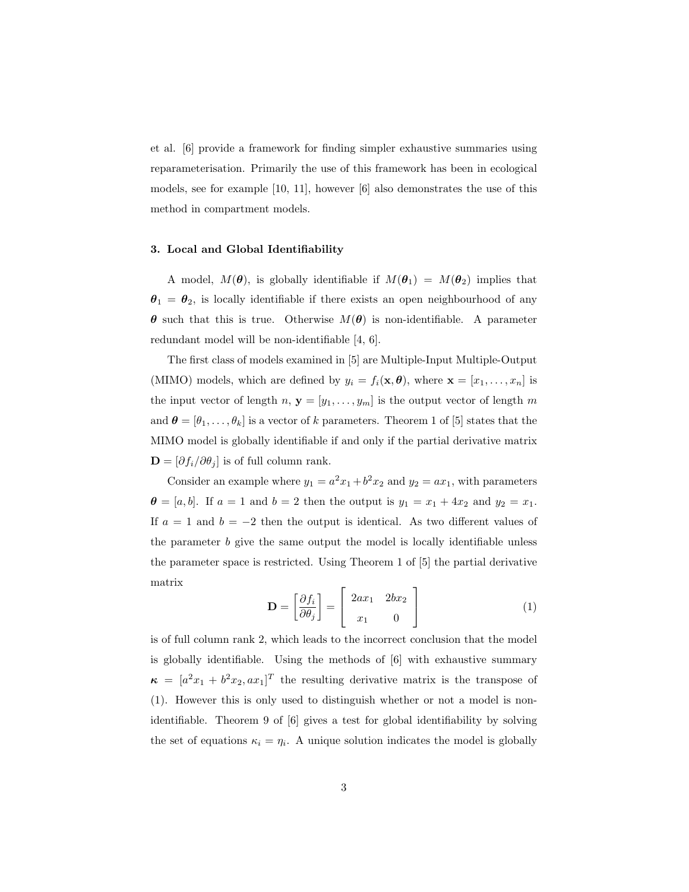et al. [6] provide a framework for finding simpler exhaustive summaries using reparameterisation. Primarily the use of this framework has been in ecological models, see for example [10, 11], however [6] also demonstrates the use of this method in compartment models.

### 3. Local and Global Identifiability

A model, $M(\boldsymbol{\theta})$, is globally identifiable if $M(\boldsymbol{\theta}_1) = M(\boldsymbol{\theta}_2)$ implies that $\boldsymbol{\theta}_1 = \boldsymbol{\theta}_2$, is locally identifiable if there exists an open neighbourhood of any $\boldsymbol{\theta}$ such that this is true. Otherwise $M(\boldsymbol{\theta})$ is non-identifiable. A parameter redundant model will be non-identifiable [4, 6].

The first class of models examined in [5] are Multiple-Input Multiple-Output (MIMO) models, which are defined by $y_i = f_i(\mathbf{x}, \boldsymbol{\theta})$, where $\mathbf{x} = [x_1, \ldots, x_n]$ is the input vector of length $n$, $\mathbf{y} = [y_1, \ldots, y_m]$ is the output vector of length $m$ and $\boldsymbol{\theta} = [\theta_1, \ldots, \theta_k]$ is a vector of $k$ parameters. Theorem 1 of [5] states that the MIMO model is globally identifiable if and only if the partial derivative matrix $\mathbf{D} = [\partial f_i / \partial \theta_j]$ is of full column rank.

Consider an example where $y_1 = a^2 x_1 + b^2 x_2$ and $y_2 = a x_1$, with parameters $\boldsymbol{\theta} = [a, b]$. If $a = 1$ and $b = 2$ then the output is $y_1 = x_1 + 4x_2$ and $y_2 = x_1$. If $a = 1$ and $b = -2$ then the output is identical. As two different values of the parameter $b$ give the same output the model is locally identifiable unless the parameter space is restricted. Using Theorem 1 of [5] the partial derivative matrix

$$\mathbf{D} = \left[\frac{\partial f_i}{\partial \theta_j}\right] = \begin{bmatrix} 2ax_1 & 2bx_2 \\ x_1 & 0 \end{bmatrix} \tag{1}$$

is of full column rank 2, which leads to the incorrect conclusion that the model is globally identifiable. Using the methods of [6] with exhaustive summary $\boldsymbol{\kappa} = [a^2 x_1 + b^2 x_2, a x_1]^T$ the resulting derivative matrix is the transpose of (1). However this is only used to distinguish whether or not a model is non-identifiable. Theorem 9 of [6] gives a test for global identifiability by solving the set of equations $\kappa_i = \eta_i$. A unique solution indicates the model is globally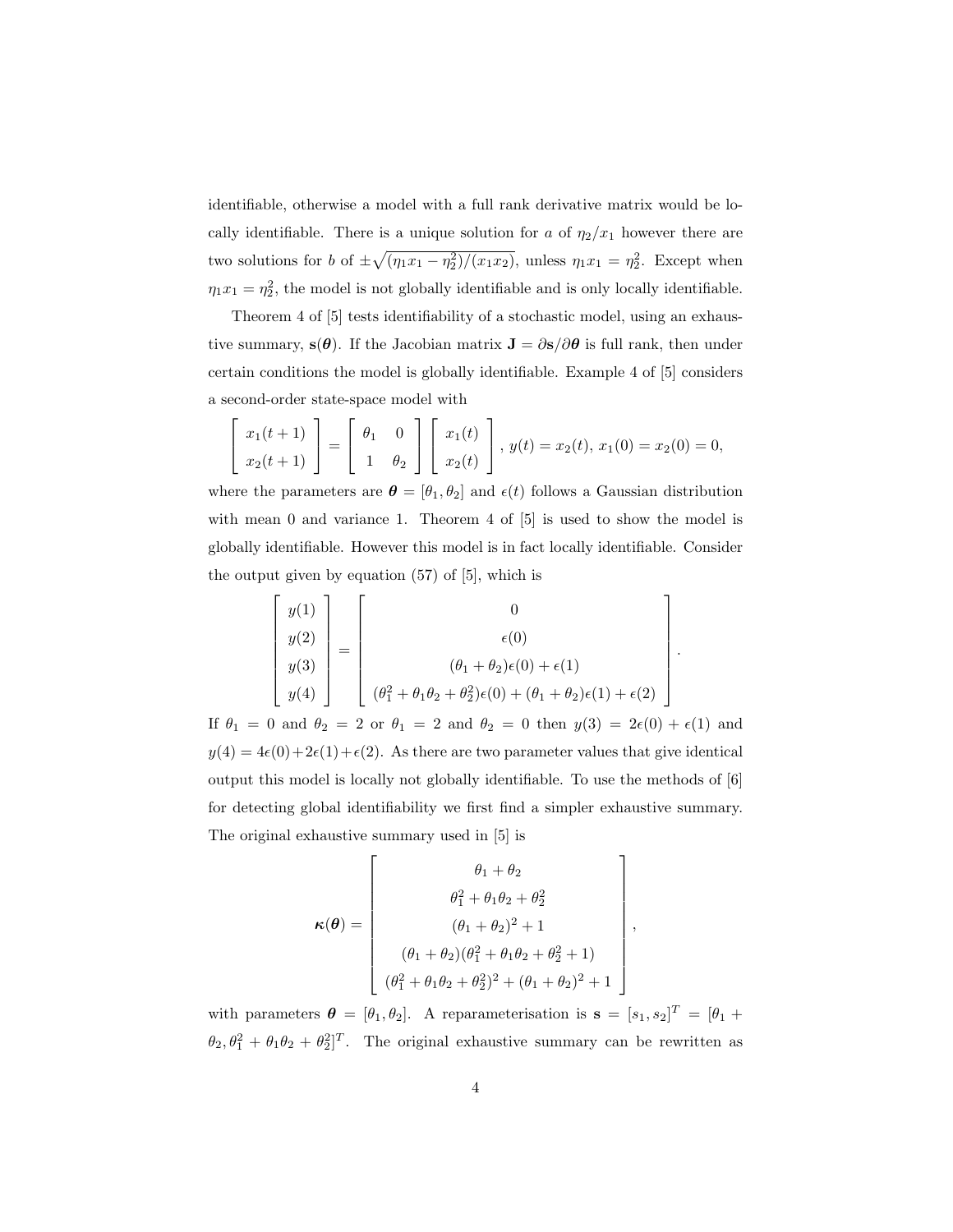identifiable, otherwise a model with a full rank derivative matrix would be locally identifiable. There is a unique solution for $a$ of $\eta_2/x_1$ however there are two solutions for $b$ of $\pm\sqrt{(\eta_1 x_1 - \eta_2^2)/(x_1 x_2)}$, unless $\eta_1 x_1 = \eta_2^2$. Except when $\eta_1 x_1 = \eta_2^2$, the model is not globally identifiable and is only locally identifiable.

Theorem 4 of [5] tests identifiability of a stochastic model, using an exhaustive summary, $\mathbf{s}(\boldsymbol{\theta})$. If the Jacobian matrix $\mathbf{J} = \partial \mathbf{s}/\partial \boldsymbol{\theta}$ is full rank, then under certain conditions the model is globally identifiable. Example 4 of [5] considers a second-order state-space model with

$$\begin{bmatrix} x_1(t+1) \\ x_2(t+1) \end{bmatrix} = \begin{bmatrix} \theta_1 & 0 \\ 1 & \theta_2 \end{bmatrix} \begin{bmatrix} x_1(t) \\ x_2(t) \end{bmatrix},\ y(t) = x_2(t),\ x_1(0) = x_2(0) = 0,$$

where the parameters are $\boldsymbol{\theta} = [\theta_1, \theta_2]$ and $\epsilon(t)$ follows a Gaussian distribution with mean 0 and variance 1. Theorem 4 of [5] is used to show the model is globally identifiable. However this model is in fact locally identifiable. Consider the output given by equation (57) of [5], which is

$$\begin{bmatrix} y(1) \\ y(2) \\ y(3) \\ y(4) \end{bmatrix} = \begin{bmatrix} 0 \\ \epsilon(0) \\ (\theta_1 + \theta_2)\epsilon(0) + \epsilon(1) \\ (\theta_1^2 + \theta_1\theta_2 + \theta_2^2)\epsilon(0) + (\theta_1 + \theta_2)\epsilon(1) + \epsilon(2) \end{bmatrix}.$$

If $\theta_1 = 0$ and $\theta_2 = 2$ or $\theta_1 = 2$ and $\theta_2 = 0$ then $y(3) = 2\epsilon(0) + \epsilon(1)$ and $y(4) = 4\epsilon(0) + 2\epsilon(1) + \epsilon(2)$. As there are two parameter values that give identical output this model is locally not globally identifiable. To use the methods of [6] for detecting global identifiability we first find a simpler exhaustive summary. The original exhaustive summary used in [5] is

$$\boldsymbol{\kappa}(\boldsymbol{\theta}) = \begin{bmatrix} \theta_1 + \theta_2 \\ \theta_1^2 + \theta_1\theta_2 + \theta_2^2 \\ (\theta_1 + \theta_2)^2 + 1 \\ (\theta_1 + \theta_2)(\theta_1^2 + \theta_1\theta_2 + \theta_2^2 + 1) \\ (\theta_1^2 + \theta_1\theta_2 + \theta_2^2)^2 + (\theta_1 + \theta_2)^2 + 1 \end{bmatrix},$$

with parameters $\boldsymbol{\theta} = [\theta_1, \theta_2]$. A reparameterisation is $\mathbf{s} = [s_1, s_2]^T = [\theta_1 + \theta_2, \theta_1^2 + \theta_1\theta_2 + \theta_2^2]^T$. The original exhaustive summary can be rewritten as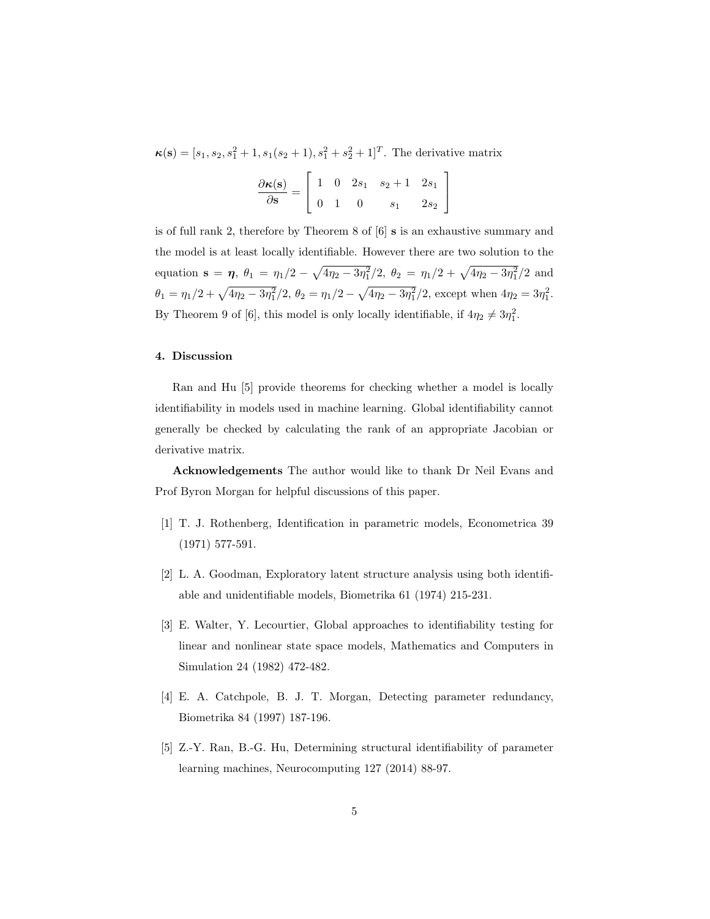$\boldsymbol{\kappa}(\mathbf{s}) = [s_1, s_2, s_1^2+1, s_1(s_2+1), s_1^2+s_2^2+1]^T$. The derivative matrix

$$\frac{\partial \boldsymbol{\kappa}(\mathbf{s})}{\partial \mathbf{s}} = \left[ \begin{array}{ccccc} 1 & 0 & 2s_1 & s_2+1 & 2s_1 \\ 0 & 1 & 0 & s_1 & 2s_2 \end{array} \right]$$

is of full rank 2, therefore by Theorem 8 of [6] $\mathbf{s}$ is an exhaustive summary and the model is at least locally identifiable. However there are two solution to the equation $\mathbf{s} = \boldsymbol{\eta}$, $\theta_1 = \eta_1/2 - \sqrt{4\eta_2 - 3\eta_1^2}/2$, $\theta_2 = \eta_1/2 + \sqrt{4\eta_2 - 3\eta_1^2}/2$ and $\theta_1 = \eta_1/2 + \sqrt{4\eta_2 - 3\eta_1^2}/2$, $\theta_2 = \eta_1/2 - \sqrt{4\eta_2 - 3\eta_1^2}/2$, except when $4\eta_2 = 3\eta_1^2$. By Theorem 9 of [6], this model is only locally identifiable, if $4\eta_2 \neq 3\eta_1^2$.

## 4. Discussion

Ran and Hu [5] provide theorems for checking whether a model is locally identifiability in models used in machine learning. Global identifiability cannot generally be checked by calculating the rank of an appropriate Jacobian or derivative matrix.

**Acknowledgements** The author would like to thank Dr Neil Evans and Prof Byron Morgan for helpful discussions of this paper.

[1] T. J. Rothenberg, Identification in parametric models, Econometrica 39 (1971) 577-591.

[2] L. A. Goodman, Exploratory latent structure analysis using both identifiable and unidentifiable models, Biometrika 61 (1974) 215-231.

[3] E. Walter, Y. Lecourtier, Global approaches to identifiability testing for linear and nonlinear state space models, Mathematics and Computers in Simulation 24 (1982) 472-482.

[4] E. A. Catchpole, B. J. T. Morgan, Detecting parameter redundancy, Biometrika 84 (1997) 187-196.

[5] Z.-Y. Ran, B.-G. Hu, Determining structural identifiability of parameter learning machines, Neurocomputing 127 (2014) 88-97.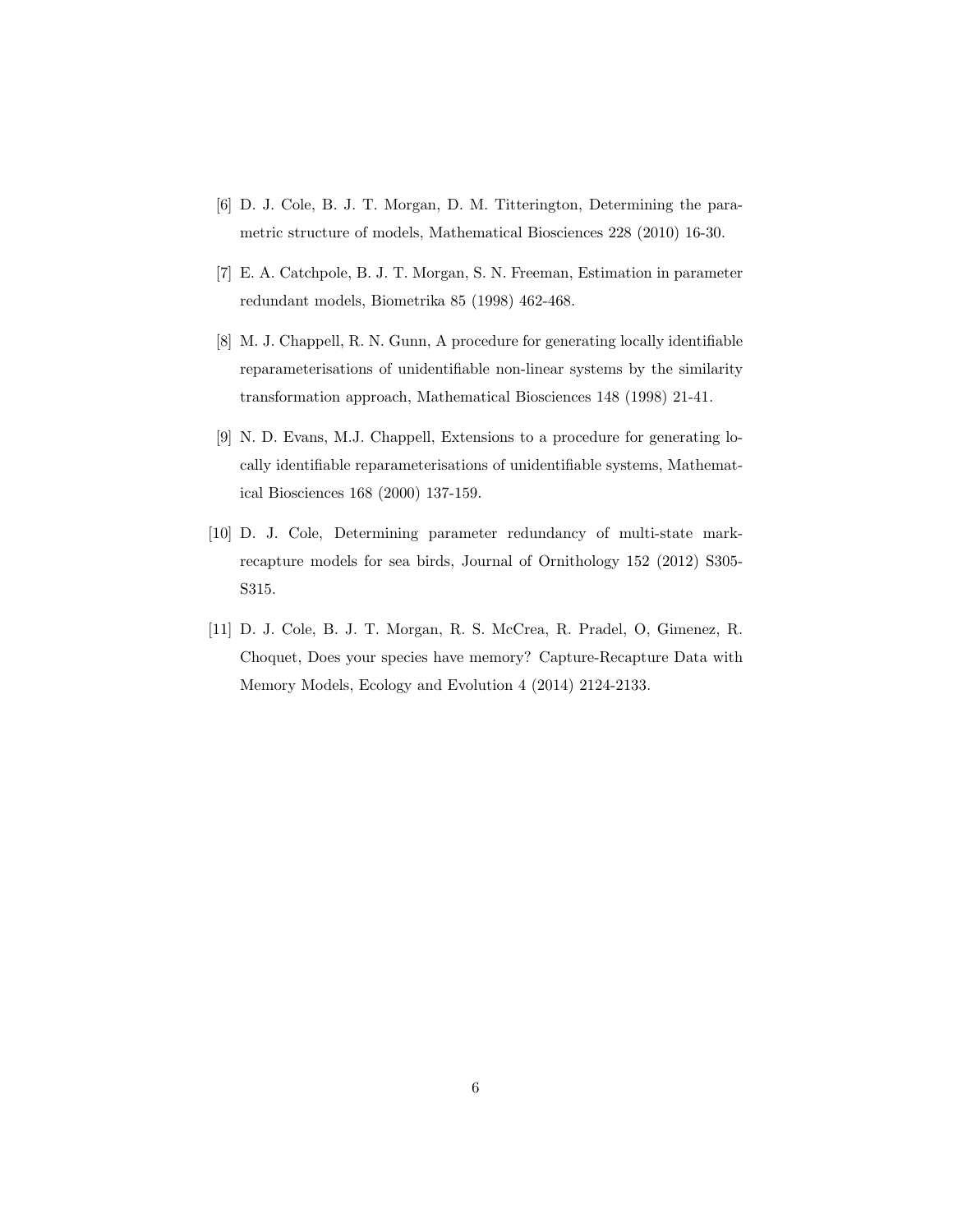[6] D. J. Cole, B. J. T. Morgan, D. M. Titterington, Determining the parametric structure of models, Mathematical Biosciences 228 (2010) 16-30.

[7] E. A. Catchpole, B. J. T. Morgan, S. N. Freeman, Estimation in parameter redundant models, Biometrika 85 (1998) 462-468.

[8] M. J. Chappell, R. N. Gunn, A procedure for generating locally identifiable reparameterisations of unidentifiable non-linear systems by the similarity transformation approach, Mathematical Biosciences 148 (1998) 21-41.

[9] N. D. Evans, M.J. Chappell, Extensions to a procedure for generating locally identifiable reparameterisations of unidentifiable systems, Mathematical Biosciences 168 (2000) 137-159.

[10] D. J. Cole, Determining parameter redundancy of multi-state mark-recapture models for sea birds, Journal of Ornithology 152 (2012) S305-S315.

[11] D. J. Cole, B. J. T. Morgan, R. S. McCrea, R. Pradel, O, Gimenez, R. Choquet, Does your species have memory? Capture-Recapture Data with Memory Models, Ecology and Evolution 4 (2014) 2124-2133.